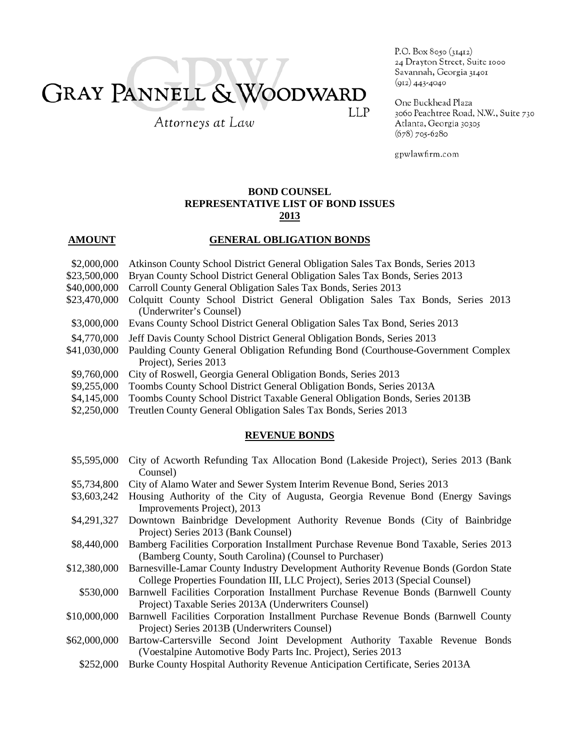GRAY PANNELL & WOODWARD LLP

*Attorneys at Law*

P.O. Box 8050 (31412)
24 Drayton Street, Suite 1000
Savannah, Georgia 31401
(912) 443-4040

One Buckhead Plaza
3060 Peachtree Road, N.W., Suite 730
Atlanta, Georgia 30305
(678) 705-6280

gpwlawfirm.com

**BOND COUNSEL**
**REPRESENTATIVE LIST OF BOND ISSUES**
**2013**

| **AMOUNT** | **GENERAL OBLIGATION BONDS** |
|---|---|
| \$2,000,000 | Atkinson County School District General Obligation Sales Tax Bonds, Series 2013 |
| \$23,500,000 | Bryan County School District General Obligation Sales Tax Bonds, Series 2013 |
| \$40,000,000 | Carroll County General Obligation Sales Tax Bonds, Series 2013 |
| \$23,470,000 | Colquitt County School District General Obligation Sales Tax Bonds, Series 2013 (Underwriter's Counsel) |
| \$3,000,000 | Evans County School District General Obligation Sales Tax Bond, Series 2013 |
| \$4,770,000 | Jeff Davis County School District General Obligation Bonds, Series 2013 |
| \$41,030,000 | Paulding County General Obligation Refunding Bond (Courthouse-Government Complex Project), Series 2013 |
| \$9,760,000 | City of Roswell, Georgia General Obligation Bonds, Series 2013 |
| \$9,255,000 | Toombs County School District General Obligation Bonds, Series 2013A |
| \$4,145,000 | Toombs County School District Taxable General Obligation Bonds, Series 2013B |
| \$2,250,000 | Treutlen County General Obligation Sales Tax Bonds, Series 2013 |

**REVENUE BONDS**

| | |
|---|---|
| \$5,595,000 | City of Acworth Refunding Tax Allocation Bond (Lakeside Project), Series 2013 (Bank Counsel) |
| \$5,734,800 | City of Alamo Water and Sewer System Interim Revenue Bond, Series 2013 |
| \$3,603,242 | Housing Authority of the City of Augusta, Georgia Revenue Bond (Energy Savings Improvements Project), 2013 |
| \$4,291,327 | Downtown Bainbridge Development Authority Revenue Bonds (City of Bainbridge Project) Series 2013 (Bank Counsel) |
| \$8,440,000 | Bamberg Facilities Corporation Installment Purchase Revenue Bond Taxable, Series 2013 (Bamberg County, South Carolina) (Counsel to Purchaser) |
| \$12,380,000 | Barnesville-Lamar County Industry Development Authority Revenue Bonds (Gordon State College Properties Foundation III, LLC Project), Series 2013 (Special Counsel) |
| \$530,000 | Barnwell Facilities Corporation Installment Purchase Revenue Bonds (Barnwell County Project) Taxable Series 2013A (Underwriters Counsel) |
| \$10,000,000 | Barnwell Facilities Corporation Installment Purchase Revenue Bonds (Barnwell County Project) Series 2013B (Underwriters Counsel) |
| \$62,000,000 | Bartow-Cartersville Second Joint Development Authority Taxable Revenue Bonds (Voestalpine Automotive Body Parts Inc. Project), Series 2013 |
| \$252,000 | Burke County Hospital Authority Revenue Anticipation Certificate, Series 2013A |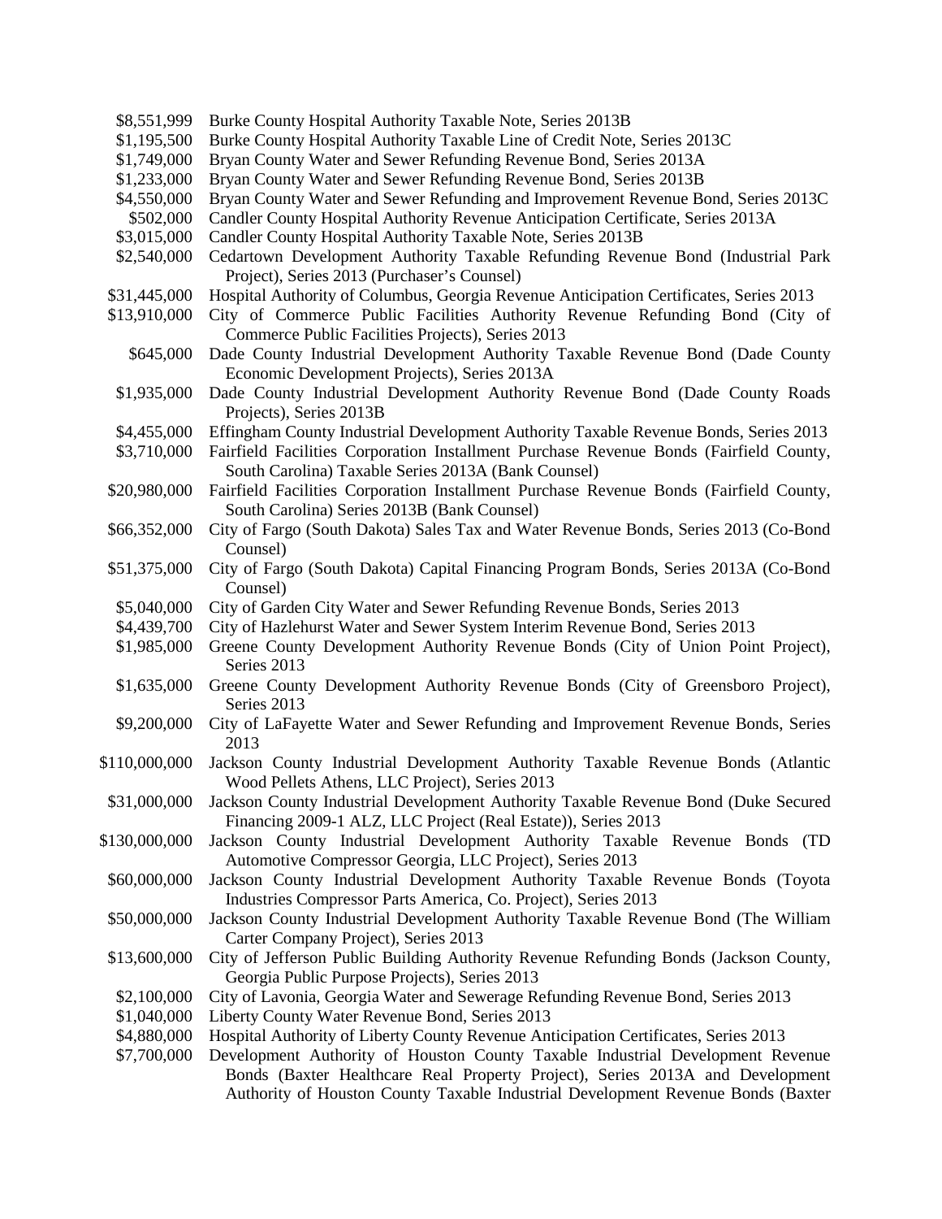| | |
|---|---|
| $8,551,999 | Burke County Hospital Authority Taxable Note, Series 2013B |
| $1,195,500 | Burke County Hospital Authority Taxable Line of Credit Note, Series 2013C |
| $1,749,000 | Bryan County Water and Sewer Refunding Revenue Bond, Series 2013A |
| $1,233,000 | Bryan County Water and Sewer Refunding Revenue Bond, Series 2013B |
| $4,550,000 | Bryan County Water and Sewer Refunding and Improvement Revenue Bond, Series 2013C |
| $502,000 | Candler County Hospital Authority Revenue Anticipation Certificate, Series 2013A |
| $3,015,000 | Candler County Hospital Authority Taxable Note, Series 2013B |
| $2,540,000 | Cedartown Development Authority Taxable Refunding Revenue Bond (Industrial Park Project), Series 2013 (Purchaser's Counsel) |
| $31,445,000 | Hospital Authority of Columbus, Georgia Revenue Anticipation Certificates, Series 2013 |
| $13,910,000 | City of Commerce Public Facilities Authority Revenue Refunding Bond (City of Commerce Public Facilities Projects), Series 2013 |
| $645,000 | Dade County Industrial Development Authority Taxable Revenue Bond (Dade County Economic Development Projects), Series 2013A |
| $1,935,000 | Dade County Industrial Development Authority Revenue Bond (Dade County Roads Projects), Series 2013B |
| $4,455,000 | Effingham County Industrial Development Authority Taxable Revenue Bonds, Series 2013 |
| $3,710,000 | Fairfield Facilities Corporation Installment Purchase Revenue Bonds (Fairfield County, South Carolina) Taxable Series 2013A (Bank Counsel) |
| $20,980,000 | Fairfield Facilities Corporation Installment Purchase Revenue Bonds (Fairfield County, South Carolina) Series 2013B (Bank Counsel) |
| $66,352,000 | City of Fargo (South Dakota) Sales Tax and Water Revenue Bonds, Series 2013 (Co-Bond Counsel) |
| $51,375,000 | City of Fargo (South Dakota) Capital Financing Program Bonds, Series 2013A (Co-Bond Counsel) |
| $5,040,000 | City of Garden City Water and Sewer Refunding Revenue Bonds, Series 2013 |
| $4,439,700 | City of Hazlehurst Water and Sewer System Interim Revenue Bond, Series 2013 |
| $1,985,000 | Greene County Development Authority Revenue Bonds (City of Union Point Project), Series 2013 |
| $1,635,000 | Greene County Development Authority Revenue Bonds (City of Greensboro Project), Series 2013 |
| $9,200,000 | City of LaFayette Water and Sewer Refunding and Improvement Revenue Bonds, Series 2013 |
| $110,000,000 | Jackson County Industrial Development Authority Taxable Revenue Bonds (Atlantic Wood Pellets Athens, LLC Project), Series 2013 |
| $31,000,000 | Jackson County Industrial Development Authority Taxable Revenue Bond (Duke Secured Financing 2009-1 ALZ, LLC Project (Real Estate)), Series 2013 |
| $130,000,000 | Jackson County Industrial Development Authority Taxable Revenue Bonds (TD Automotive Compressor Georgia, LLC Project), Series 2013 |
| $60,000,000 | Jackson County Industrial Development Authority Taxable Revenue Bonds (Toyota Industries Compressor Parts America, Co. Project), Series 2013 |
| $50,000,000 | Jackson County Industrial Development Authority Taxable Revenue Bond (The William Carter Company Project), Series 2013 |
| $13,600,000 | City of Jefferson Public Building Authority Revenue Refunding Bonds (Jackson County, Georgia Public Purpose Projects), Series 2013 |
| $2,100,000 | City of Lavonia, Georgia Water and Sewerage Refunding Revenue Bond, Series 2013 |
| $1,040,000 | Liberty County Water Revenue Bond, Series 2013 |
| $4,880,000 | Hospital Authority of Liberty County Revenue Anticipation Certificates, Series 2013 |
| $7,700,000 | Development Authority of Houston County Taxable Industrial Development Revenue Bonds (Baxter Healthcare Real Property Project), Series 2013A and Development Authority of Houston County Taxable Industrial Development Revenue Bonds (Baxter |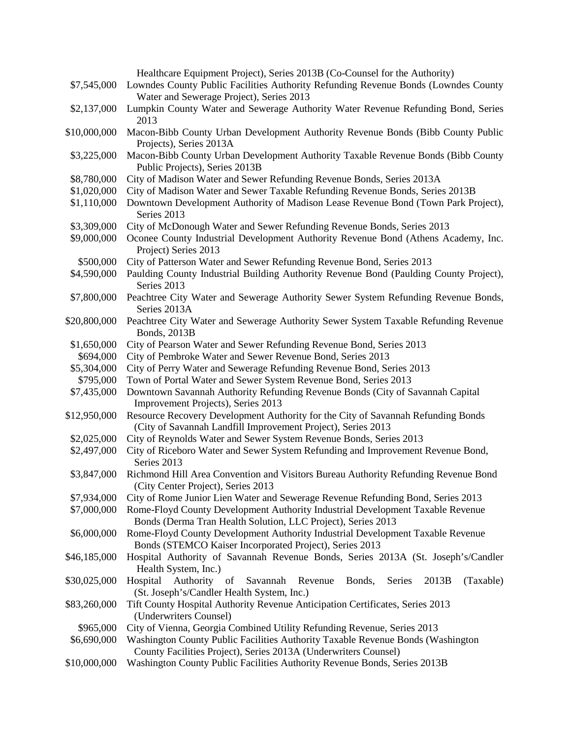Healthcare Equipment Project), Series 2013B (Co-Counsel for the Authority)

| | |
|---|---|
| $7,545,000 | Lowndes County Public Facilities Authority Refunding Revenue Bonds (Lowndes County Water and Sewerage Project), Series 2013 |
| $2,137,000 | Lumpkin County Water and Sewerage Authority Water Revenue Refunding Bond, Series 2013 |
| $10,000,000 | Macon-Bibb County Urban Development Authority Revenue Bonds (Bibb County Public Projects), Series 2013A |
| $3,225,000 | Macon-Bibb County Urban Development Authority Taxable Revenue Bonds (Bibb County Public Projects), Series 2013B |
| $8,780,000 | City of Madison Water and Sewer Refunding Revenue Bonds, Series 2013A |
| $1,020,000 | City of Madison Water and Sewer Taxable Refunding Revenue Bonds, Series 2013B |
| $1,110,000 | Downtown Development Authority of Madison Lease Revenue Bond (Town Park Project), Series 2013 |
| $3,309,000 | City of McDonough Water and Sewer Refunding Revenue Bonds, Series 2013 |
| $9,000,000 | Oconee County Industrial Development Authority Revenue Bond (Athens Academy, Inc. Project) Series 2013 |
| $500,000 | City of Patterson Water and Sewer Refunding Revenue Bond, Series 2013 |
| $4,590,000 | Paulding County Industrial Building Authority Revenue Bond (Paulding County Project), Series 2013 |
| $7,800,000 | Peachtree City Water and Sewerage Authority Sewer System Refunding Revenue Bonds, Series 2013A |
| $20,800,000 | Peachtree City Water and Sewerage Authority Sewer System Taxable Refunding Revenue Bonds, 2013B |
| $1,650,000 | City of Pearson Water and Sewer Refunding Revenue Bond, Series 2013 |
| $694,000 | City of Pembroke Water and Sewer Revenue Bond, Series 2013 |
| $5,304,000 | City of Perry Water and Sewerage Refunding Revenue Bond, Series 2013 |
| $795,000 | Town of Portal Water and Sewer System Revenue Bond, Series 2013 |
| $7,435,000 | Downtown Savannah Authority Refunding Revenue Bonds (City of Savannah Capital Improvement Projects), Series 2013 |
| $12,950,000 | Resource Recovery Development Authority for the City of Savannah Refunding Bonds (City of Savannah Landfill Improvement Project), Series 2013 |
| $2,025,000 | City of Reynolds Water and Sewer System Revenue Bonds, Series 2013 |
| $2,497,000 | City of Riceboro Water and Sewer System Refunding and Improvement Revenue Bond, Series 2013 |
| $3,847,000 | Richmond Hill Area Convention and Visitors Bureau Authority Refunding Revenue Bond (City Center Project), Series 2013 |
| $7,934,000 | City of Rome Junior Lien Water and Sewerage Revenue Refunding Bond, Series 2013 |
| $7,000,000 | Rome-Floyd County Development Authority Industrial Development Taxable Revenue Bonds (Derma Tran Health Solution, LLC Project), Series 2013 |
| $6,000,000 | Rome-Floyd County Development Authority Industrial Development Taxable Revenue Bonds (STEMCO Kaiser Incorporated Project), Series 2013 |
| $46,185,000 | Hospital Authority of Savannah Revenue Bonds, Series 2013A (St. Joseph's/Candler Health System, Inc.) |
| $30,025,000 | Hospital Authority of Savannah Revenue Bonds, Series 2013B (Taxable) (St. Joseph's/Candler Health System, Inc.) |
| $83,260,000 | Tift County Hospital Authority Revenue Anticipation Certificates, Series 2013 (Underwriters Counsel) |
| $965,000 | City of Vienna, Georgia Combined Utility Refunding Revenue, Series 2013 |
| $6,690,000 | Washington County Public Facilities Authority Taxable Revenue Bonds (Washington County Facilities Project), Series 2013A (Underwriters Counsel) |
| $10,000,000 | Washington County Public Facilities Authority Revenue Bonds, Series 2013B |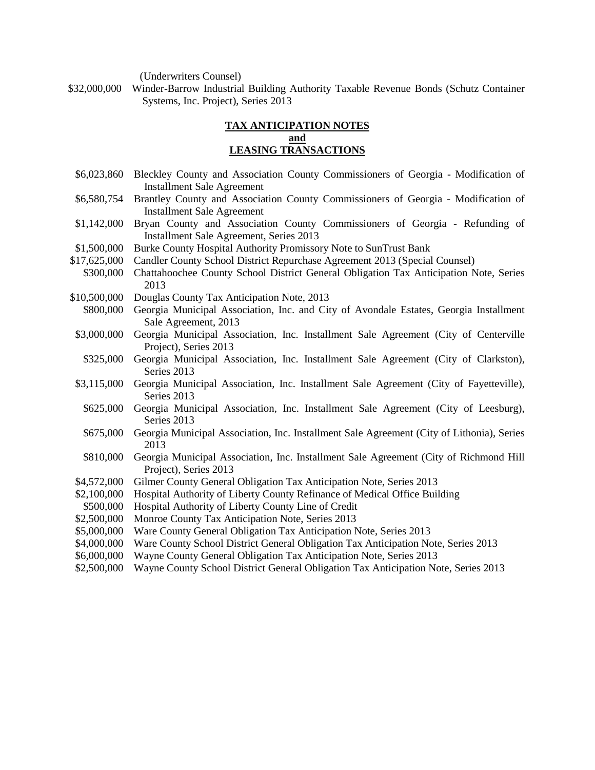(Underwriters Counsel)

$32,000,000 Winder-Barrow Industrial Building Authority Taxable Revenue Bonds (Schutz Container Systems, Inc. Project), Series 2013

**TAX ANTICIPATION NOTES**
**and**
**LEASING TRANSACTIONS**

| | |
|---|---|
| $6,023,860 | Bleckley County and Association County Commissioners of Georgia - Modification of Installment Sale Agreement |
| $6,580,754 | Brantley County and Association County Commissioners of Georgia - Modification of Installment Sale Agreement |
| $1,142,000 | Bryan County and Association County Commissioners of Georgia - Refunding of Installment Sale Agreement, Series 2013 |
| $1,500,000 | Burke County Hospital Authority Promissory Note to SunTrust Bank |
| $17,625,000 | Candler County School District Repurchase Agreement 2013 (Special Counsel) |
| $300,000 | Chattahoochee County School District General Obligation Tax Anticipation Note, Series 2013 |
| $10,500,000 | Douglas County Tax Anticipation Note, 2013 |
| $800,000 | Georgia Municipal Association, Inc. and City of Avondale Estates, Georgia Installment Sale Agreement, 2013 |
| $3,000,000 | Georgia Municipal Association, Inc. Installment Sale Agreement (City of Centerville Project), Series 2013 |
| $325,000 | Georgia Municipal Association, Inc. Installment Sale Agreement (City of Clarkston), Series 2013 |
| $3,115,000 | Georgia Municipal Association, Inc. Installment Sale Agreement (City of Fayetteville), Series 2013 |
| $625,000 | Georgia Municipal Association, Inc. Installment Sale Agreement (City of Leesburg), Series 2013 |
| $675,000 | Georgia Municipal Association, Inc. Installment Sale Agreement (City of Lithonia), Series 2013 |
| $810,000 | Georgia Municipal Association, Inc. Installment Sale Agreement (City of Richmond Hill Project), Series 2013 |
| $4,572,000 | Gilmer County General Obligation Tax Anticipation Note, Series 2013 |
| $2,100,000 | Hospital Authority of Liberty County Refinance of Medical Office Building |
| $500,000 | Hospital Authority of Liberty County Line of Credit |
| $2,500,000 | Monroe County Tax Anticipation Note, Series 2013 |
| $5,000,000 | Ware County General Obligation Tax Anticipation Note, Series 2013 |
| $4,000,000 | Ware County School District General Obligation Tax Anticipation Note, Series 2013 |
| $6,000,000 | Wayne County General Obligation Tax Anticipation Note, Series 2013 |
| $2,500,000 | Wayne County School District General Obligation Tax Anticipation Note, Series 2013 |